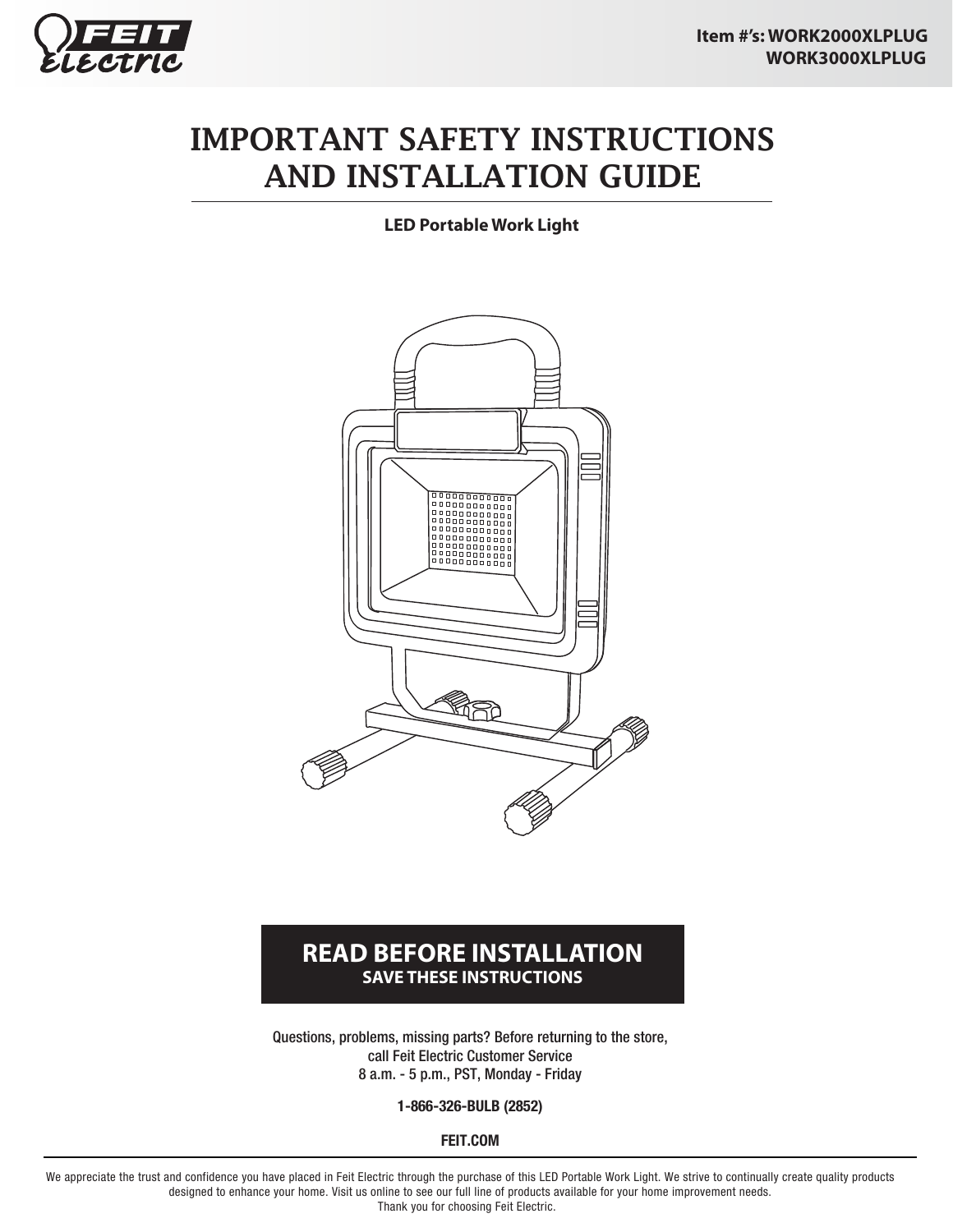FEIT Electric

**Item #'s: WORK2000XLPLUG**
**WORK3000XLPLUG**

# IMPORTANT SAFETY INSTRUCTIONS AND INSTALLATION GUIDE

**LED Portable Work Light**

## READ BEFORE INSTALLATION
**SAVE THESE INSTRUCTIONS**

Questions, problems, missing parts? Before returning to the store,
call Feit Electric Customer Service
8 a.m. - 5 p.m., PST, Monday - Friday

**1-866-326-BULB (2852)**

**FEIT.COM**

We appreciate the trust and confidence you have placed in Feit Electric through the purchase of this LED Portable Work Light. We strive to continually create quality products designed to enhance your home. Visit us online to see our full line of products available for your home improvement needs.
Thank you for choosing Feit Electric.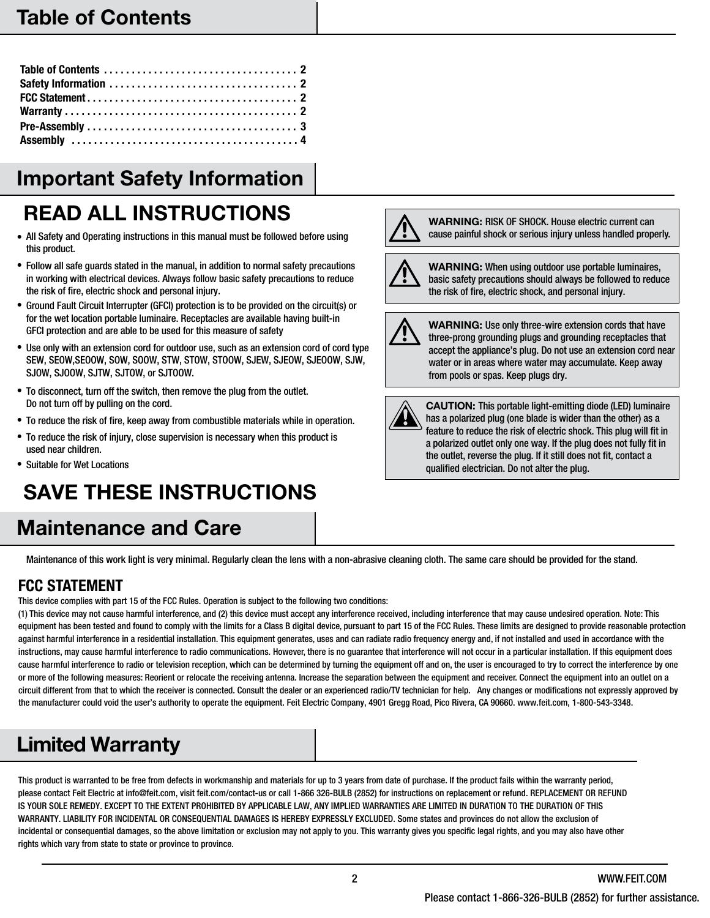## Table of Contents

| | |
|---|---|
| Table of Contents | 2 |
| Safety Information | 2 |
| FCC Statement | 2 |
| Warranty | 2 |
| Pre-Assembly | 3 |
| Assembly | 4 |

## Important Safety Information

### READ ALL INSTRUCTIONS

- All Safety and Operating instructions in this manual must be followed before using this product.
- Follow all safe guards stated in the manual, in addition to normal safety precautions in working with electrical devices. Always follow basic safety precautions to reduce the risk of fire, electric shock and personal injury.
- Ground Fault Circuit Interrupter (GFCI) protection is to be provided on the circuit(s) or for the wet location portable luminaire. Receptacles are available having built-in GFCI protection and are able to be used for this measure of safety
- Use only with an extension cord for outdoor use, such as an extension cord of cord type SEW, SEOW,SEOOW, SOW, SOOW, STW, STOW, STOOW, SJEW, SJEOW, SJEOOW, SJW, SJOW, SJOOW, SJTW, SJTOW, or SJTOOW.
- To disconnect, turn off the switch, then remove the plug from the outlet. Do not turn off by pulling on the cord.
- To reduce the risk of fire, keep away from combustible materials while in operation.
- To reduce the risk of injury, close supervision is necessary when this product is used near children.
- Suitable for Wet Locations

### SAVE THESE INSTRUCTIONS

**WARNING:** RISK OF SHOCK. House electric current can cause painful shock or serious injury unless handled properly.

**WARNING:** When using outdoor use portable luminaires, basic safety precautions should always be followed to reduce the risk of fire, electric shock, and personal injury.

**WARNING:** Use only three-wire extension cords that have three-prong grounding plugs and grounding receptacles that accept the appliance's plug. Do not use an extension cord near water or in areas where water may accumulate. Keep away from pools or spas. Keep plugs dry.

**CAUTION:** This portable light-emitting diode (LED) luminaire has a polarized plug (one blade is wider than the other) as a feature to reduce the risk of electric shock. This plug will fit in a polarized outlet only one way. If the plug does not fully fit in the outlet, reverse the plug. If it still does not fit, contact a qualified electrician. Do not alter the plug.

## Maintenance and Care

Maintenance of this work light is very minimal. Regularly clean the lens with a non-abrasive cleaning cloth. The same care should be provided for the stand.

### FCC STATEMENT

This device complies with part 15 of the FCC Rules. Operation is subject to the following two conditions:
(1) This device may not cause harmful interference, and (2) this device must accept any interference received, including interference that may cause undesired operation. Note: This equipment has been tested and found to comply with the limits for a Class B digital device, pursuant to part 15 of the FCC Rules. These limits are designed to provide reasonable protection against harmful interference in a residential installation. This equipment generates, uses and can radiate radio frequency energy and, if not installed and used in accordance with the instructions, may cause harmful interference to radio communications. However, there is no guarantee that interference will not occur in a particular installation. If this equipment does cause harmful interference to radio or television reception, which can be determined by turning the equipment off and on, the user is encouraged to try to correct the interference by one or more of the following measures: Reorient or relocate the receiving antenna. Increase the separation between the equipment and receiver. Connect the equipment into an outlet on a circuit different from that to which the receiver is connected. Consult the dealer or an experienced radio/TV technician for help. Any changes or modifications not expressly approved by the manufacturer could void the user's authority to operate the equipment. Feit Electric Company, 4901 Gregg Road, Pico Rivera, CA 90660. www.feit.com, 1-800-543-3348.

## Limited Warranty

This product is warranted to be free from defects in workmanship and materials for up to 3 years from date of purchase. If the product fails within the warranty period, please contact Feit Electric at info@feit.com, visit feit.com/contact-us or call 1-866 326-BULB (2852) for instructions on replacement or refund. REPLACEMENT OR REFUND IS YOUR SOLE REMEDY. EXCEPT TO THE EXTENT PROHIBITED BY APPLICABLE LAW, ANY IMPLIED WARRANTIES ARE LIMITED IN DURATION TO THE DURATION OF THIS WARRANTY. LIABILITY FOR INCIDENTAL OR CONSEQUENTIAL DAMAGES IS HEREBY EXPRESSLY EXCLUDED. Some states and provinces do not allow the exclusion of incidental or consequential damages, so the above limitation or exclusion may not apply to you. This warranty gives you specific legal rights, and you may also have other rights which vary from state to state or province to province.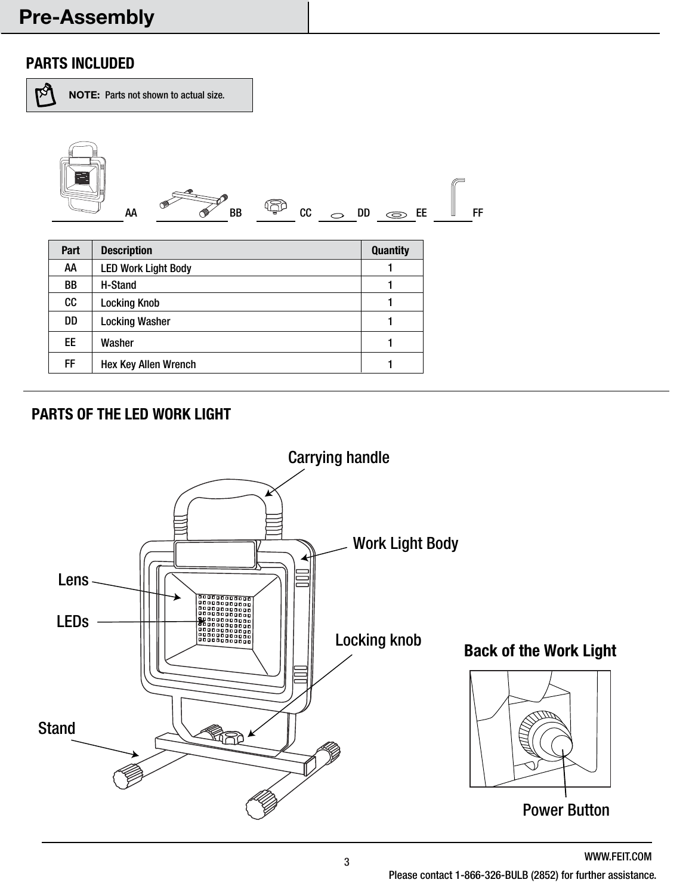# Pre-Assembly

## PARTS INCLUDED

**NOTE:** Parts not shown to actual size.

AA BB CC DD EE FF

| Part | Description | Quantity |
|---|---|---|
| AA | LED Work Light Body | 1 |
| BB | H-Stand | 1 |
| CC | Locking Knob | 1 |
| DD | Locking Washer | 1 |
| EE | Washer | 1 |
| FF | Hex Key Allen Wrench | 1 |

## PARTS OF THE LED WORK LIGHT

Carrying handle

Work Light Body

Lens

LEDs

Locking knob

Stand

**Back of the Work Light**

Power Button

WWW.FEIT.COM

Please contact 1-866-326-BULB (2852) for further assistance.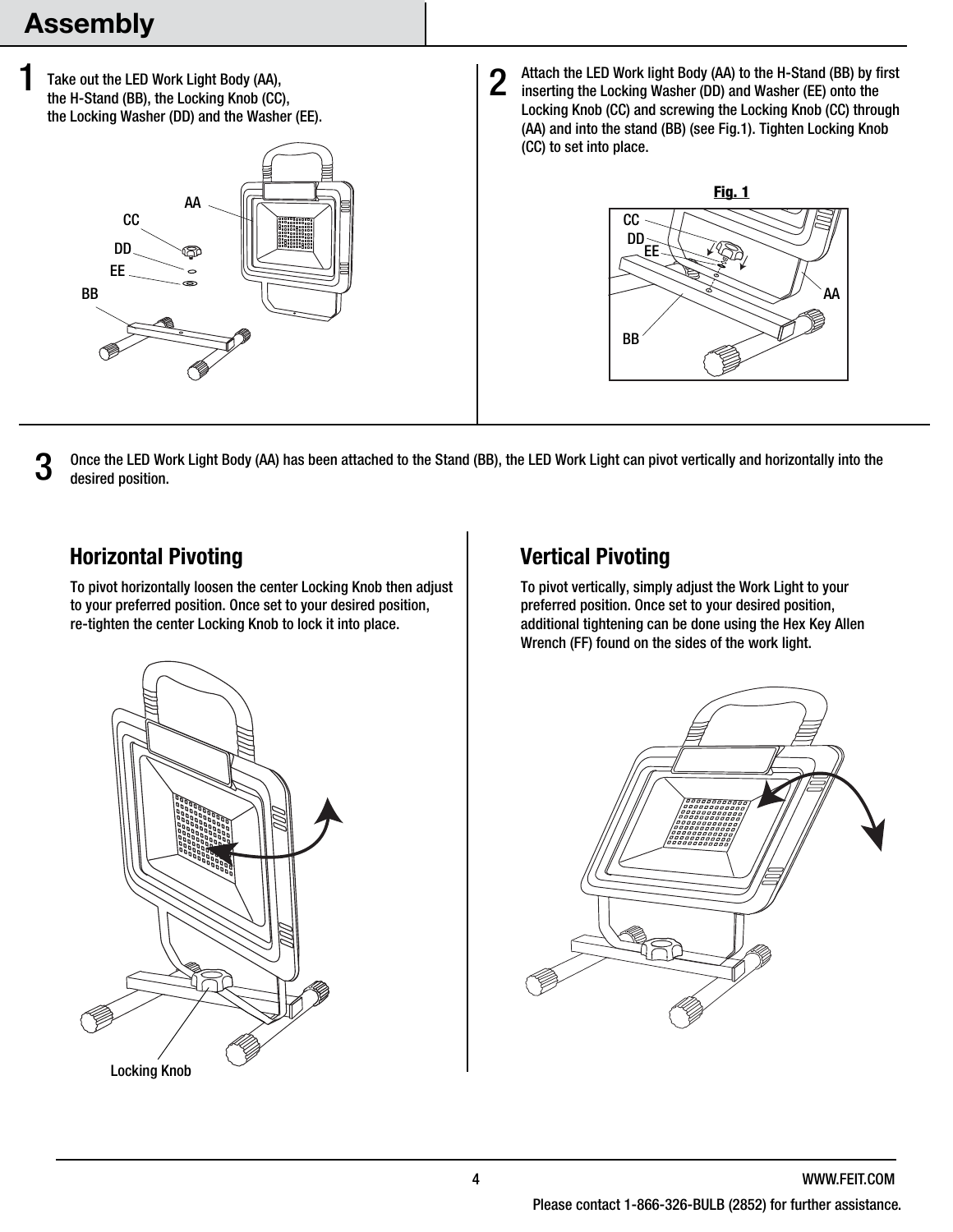# Assembly

**1** Take out the LED Work Light Body (AA), the H-Stand (BB), the Locking Knob (CC), the Locking Washer (DD) and the Washer (EE).

AA
CC
DD
EE
BB

**2** Attach the LED Work light Body (AA) to the H-Stand (BB) by first inserting the Locking Washer (DD) and Washer (EE) onto the Locking Knob (CC) and screwing the Locking Knob (CC) through (AA) and into the stand (BB) (see Fig.1). Tighten Locking Knob (CC) to set into place.

**Fig. 1**

CC
DD
EE
AA
BB

**3** Once the LED Work Light Body (AA) has been attached to the Stand (BB), the LED Work Light can pivot vertically and horizontally into the desired position.

## Horizontal Pivoting

To pivot horizontally loosen the center Locking Knob then adjust to your preferred position. Once set to your desired position, re-tighten the center Locking Knob to lock it into place.

Locking Knob

## Vertical Pivoting

To pivot vertically, simply adjust the Work Light to your preferred position. Once set to your desired position, additional tightening can be done using the Hex Key Allen Wrench (FF) found on the sides of the work light.

WWW.FEIT.COM

Please contact 1-866-326-BULB (2852) for further assistance.